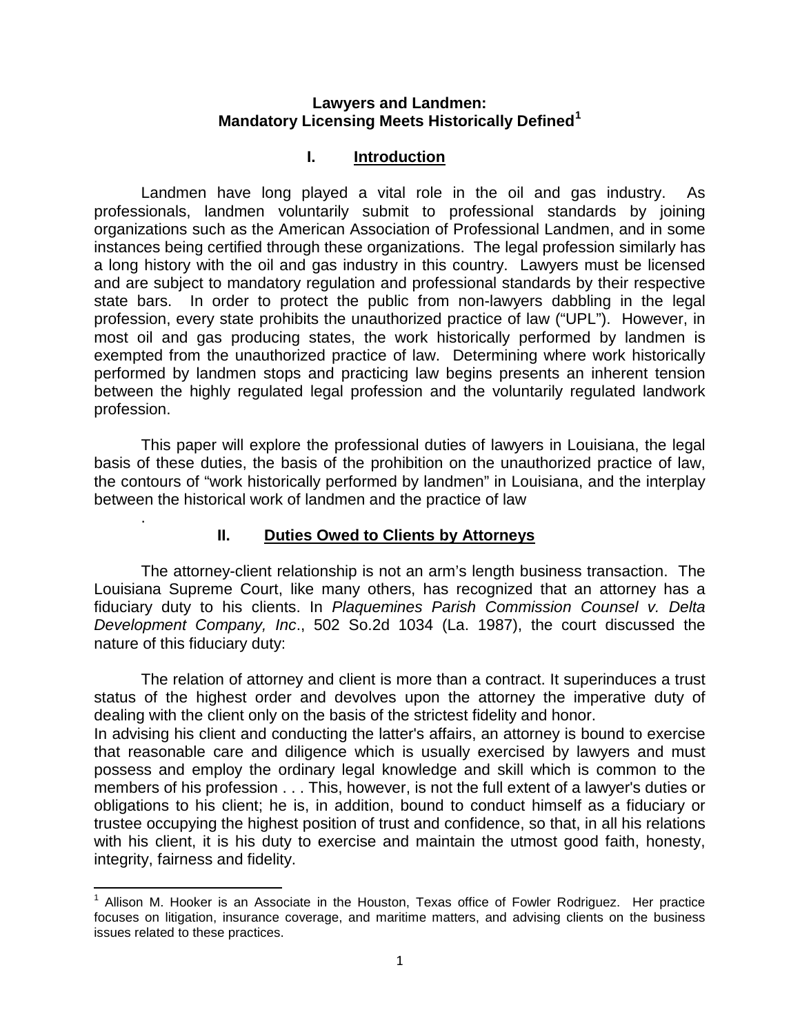# Lawyers and Landmen: Mandatory Licensing Meets Historically Defined[1]

## I. Introduction

Landmen have long played a vital role in the oil and gas industry. As professionals, landmen voluntarily submit to professional standards by joining organizations such as the American Association of Professional Landmen, and in some instances being certified through these organizations. The legal profession similarly has a long history with the oil and gas industry in this country. Lawyers must be licensed and are subject to mandatory regulation and professional standards by their respective state bars. In order to protect the public from non-lawyers dabbling in the legal profession, every state prohibits the unauthorized practice of law ("UPL"). However, in most oil and gas producing states, the work historically performed by landmen is exempted from the unauthorized practice of law. Determining where work historically performed by landmen stops and practicing law begins presents an inherent tension between the highly regulated legal profession and the voluntarily regulated landwork profession.

This paper will explore the professional duties of lawyers in Louisiana, the legal basis of these duties, the basis of the prohibition on the unauthorized practice of law, the contours of "work historically performed by landmen" in Louisiana, and the interplay between the historical work of landmen and the practice of law

.

## II. Duties Owed to Clients by Attorneys

The attorney-client relationship is not an arm's length business transaction. The Louisiana Supreme Court, like many others, has recognized that an attorney has a fiduciary duty to his clients. In *Plaquemines Parish Commission Counsel v. Delta Development Company, Inc*., 502 So.2d 1034 (La. 1987), the court discussed the nature of this fiduciary duty:

> The relation of attorney and client is more than a contract. It superinduces a trust status of the highest order and devolves upon the attorney the imperative duty of dealing with the client only on the basis of the strictest fidelity and honor.
>
> In advising his client and conducting the latter's affairs, an attorney is bound to exercise that reasonable care and diligence which is usually exercised by lawyers and must possess and employ the ordinary legal knowledge and skill which is common to the members of his profession . . . This, however, is not the full extent of a lawyer's duties or obligations to his client; he is, in addition, bound to conduct himself as a fiduciary or trustee occupying the highest position of trust and confidence, so that, in all his relations with his client, it is his duty to exercise and maintain the utmost good faith, honesty, integrity, fairness and fidelity.

---

[1] Allison M. Hooker is an Associate in the Houston, Texas office of Fowler Rodriguez. Her practice focuses on litigation, insurance coverage, and maritime matters, and advising clients on the business issues related to these practices.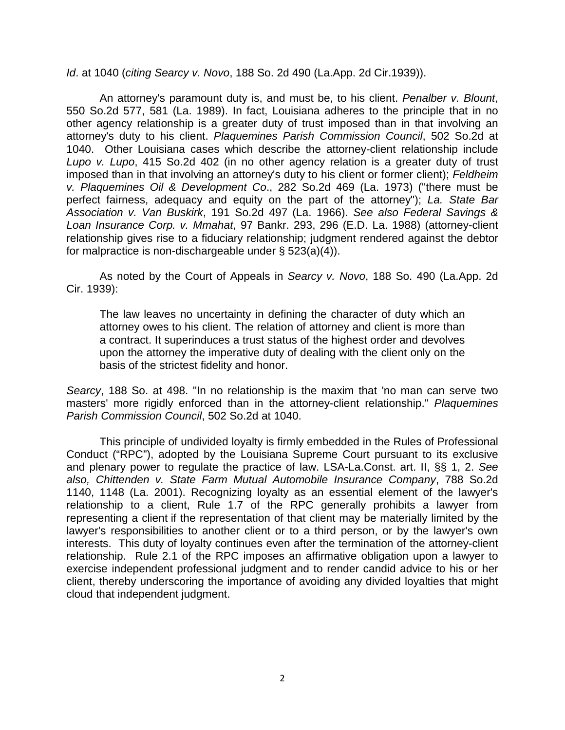*Id*. at 1040 (*citing Searcy v. Novo*, 188 So. 2d 490 (La.App. 2d Cir.1939)).

An attorney's paramount duty is, and must be, to his client. *Penalber v. Blount*, 550 So.2d 577, 581 (La. 1989). In fact, Louisiana adheres to the principle that in no other agency relationship is a greater duty of trust imposed than in that involving an attorney's duty to his client. *Plaquemines Parish Commission Council*, 502 So.2d at 1040. Other Louisiana cases which describe the attorney-client relationship include *Lupo v. Lupo*, 415 So.2d 402 (in no other agency relation is a greater duty of trust imposed than in that involving an attorney's duty to his client or former client); *Feldheim v. Plaquemines Oil & Development Co*., 282 So.2d 469 (La. 1973) ("there must be perfect fairness, adequacy and equity on the part of the attorney"); *La. State Bar Association v. Van Buskirk*, 191 So.2d 497 (La. 1966). *See also Federal Savings & Loan Insurance Corp. v. Mmahat*, 97 Bankr. 293, 296 (E.D. La. 1988) (attorney-client relationship gives rise to a fiduciary relationship; judgment rendered against the debtor for malpractice is non-dischargeable under § 523(a)(4)).

As noted by the Court of Appeals in *Searcy v. Novo*, 188 So. 490 (La.App. 2d Cir. 1939):

> The law leaves no uncertainty in defining the character of duty which an attorney owes to his client. The relation of attorney and client is more than a contract. It superinduces a trust status of the highest order and devolves upon the attorney the imperative duty of dealing with the client only on the basis of the strictest fidelity and honor.

*Searcy*, 188 So. at 498. "In no relationship is the maxim that 'no man can serve two masters' more rigidly enforced than in the attorney-client relationship." *Plaquemines Parish Commission Council*, 502 So.2d at 1040.

This principle of undivided loyalty is firmly embedded in the Rules of Professional Conduct ("RPC"), adopted by the Louisiana Supreme Court pursuant to its exclusive and plenary power to regulate the practice of law. LSA-La.Const. art. II, §§ 1, 2. *See also, Chittenden v. State Farm Mutual Automobile Insurance Company*, 788 So.2d 1140, 1148 (La. 2001). Recognizing loyalty as an essential element of the lawyer's relationship to a client, Rule 1.7 of the RPC generally prohibits a lawyer from representing a client if the representation of that client may be materially limited by the lawyer's responsibilities to another client or to a third person, or by the lawyer's own interests. This duty of loyalty continues even after the termination of the attorney-client relationship. Rule 2.1 of the RPC imposes an affirmative obligation upon a lawyer to exercise independent professional judgment and to render candid advice to his or her client, thereby underscoring the importance of avoiding any divided loyalties that might cloud that independent judgment.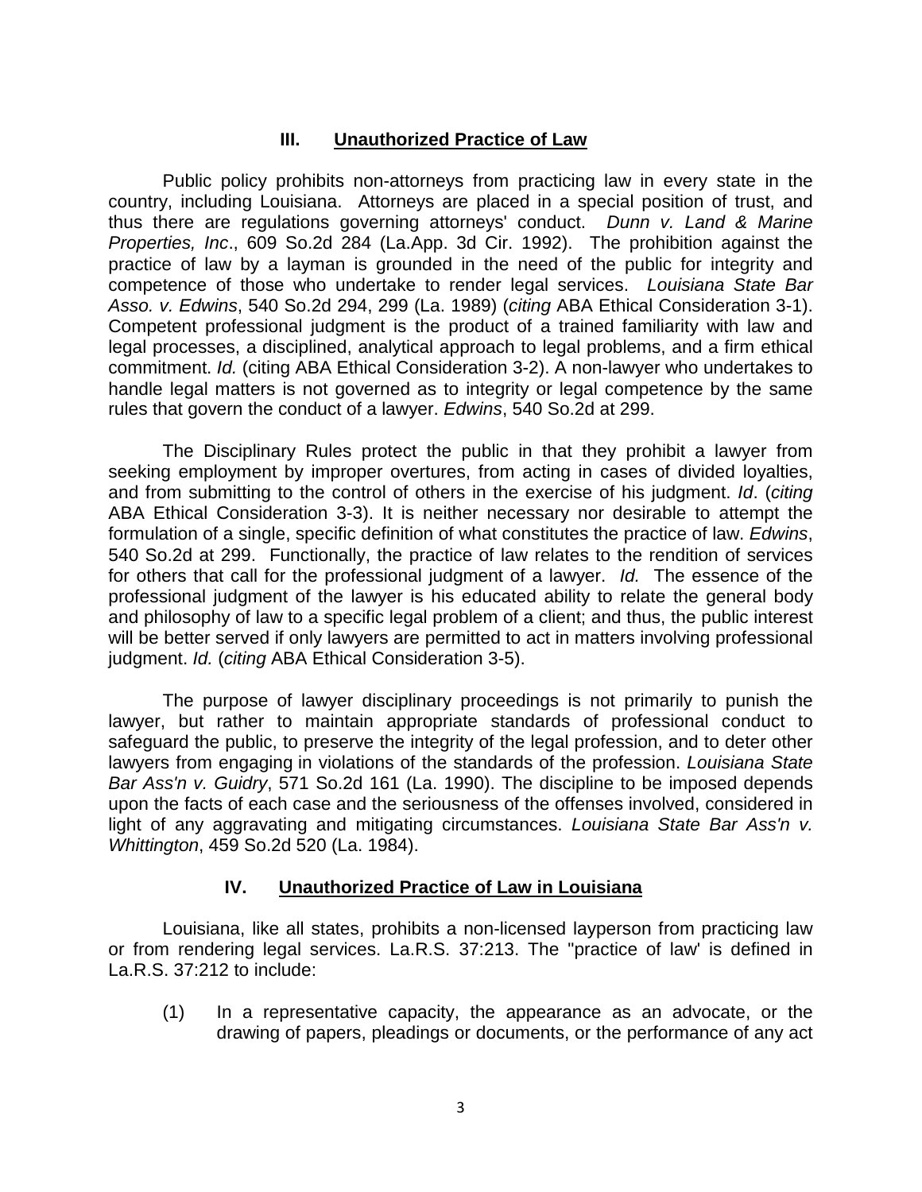## III. Unauthorized Practice of Law

Public policy prohibits non-attorneys from practicing law in every state in the country, including Louisiana. Attorneys are placed in a special position of trust, and thus there are regulations governing attorneys' conduct. *Dunn v. Land & Marine Properties, Inc*., 609 So.2d 284 (La.App. 3d Cir. 1992). The prohibition against the practice of law by a layman is grounded in the need of the public for integrity and competence of those who undertake to render legal services. *Louisiana State Bar Asso. v. Edwins*, 540 So.2d 294, 299 (La. 1989) (*citing* ABA Ethical Consideration 3-1). Competent professional judgment is the product of a trained familiarity with law and legal processes, a disciplined, analytical approach to legal problems, and a firm ethical commitment. *Id.* (citing ABA Ethical Consideration 3-2). A non-lawyer who undertakes to handle legal matters is not governed as to integrity or legal competence by the same rules that govern the conduct of a lawyer. *Edwins*, 540 So.2d at 299.

The Disciplinary Rules protect the public in that they prohibit a lawyer from seeking employment by improper overtures, from acting in cases of divided loyalties, and from submitting to the control of others in the exercise of his judgment. *Id*. (*citing* ABA Ethical Consideration 3-3). It is neither necessary nor desirable to attempt the formulation of a single, specific definition of what constitutes the practice of law. *Edwins*, 540 So.2d at 299. Functionally, the practice of law relates to the rendition of services for others that call for the professional judgment of a lawyer. *Id.* The essence of the professional judgment of the lawyer is his educated ability to relate the general body and philosophy of law to a specific legal problem of a client; and thus, the public interest will be better served if only lawyers are permitted to act in matters involving professional judgment. *Id.* (*citing* ABA Ethical Consideration 3-5).

The purpose of lawyer disciplinary proceedings is not primarily to punish the lawyer, but rather to maintain appropriate standards of professional conduct to safeguard the public, to preserve the integrity of the legal profession, and to deter other lawyers from engaging in violations of the standards of the profession. *Louisiana State Bar Ass'n v. Guidry*, 571 So.2d 161 (La. 1990). The discipline to be imposed depends upon the facts of each case and the seriousness of the offenses involved, considered in light of any aggravating and mitigating circumstances. *Louisiana State Bar Ass'n v. Whittington*, 459 So.2d 520 (La. 1984).

## IV. Unauthorized Practice of Law in Louisiana

Louisiana, like all states, prohibits a non-licensed layperson from practicing law or from rendering legal services. La.R.S. 37:213. The "practice of law' is defined in La.R.S. 37:212 to include:

(1) In a representative capacity, the appearance as an advocate, or the drawing of papers, pleadings or documents, or the performance of any act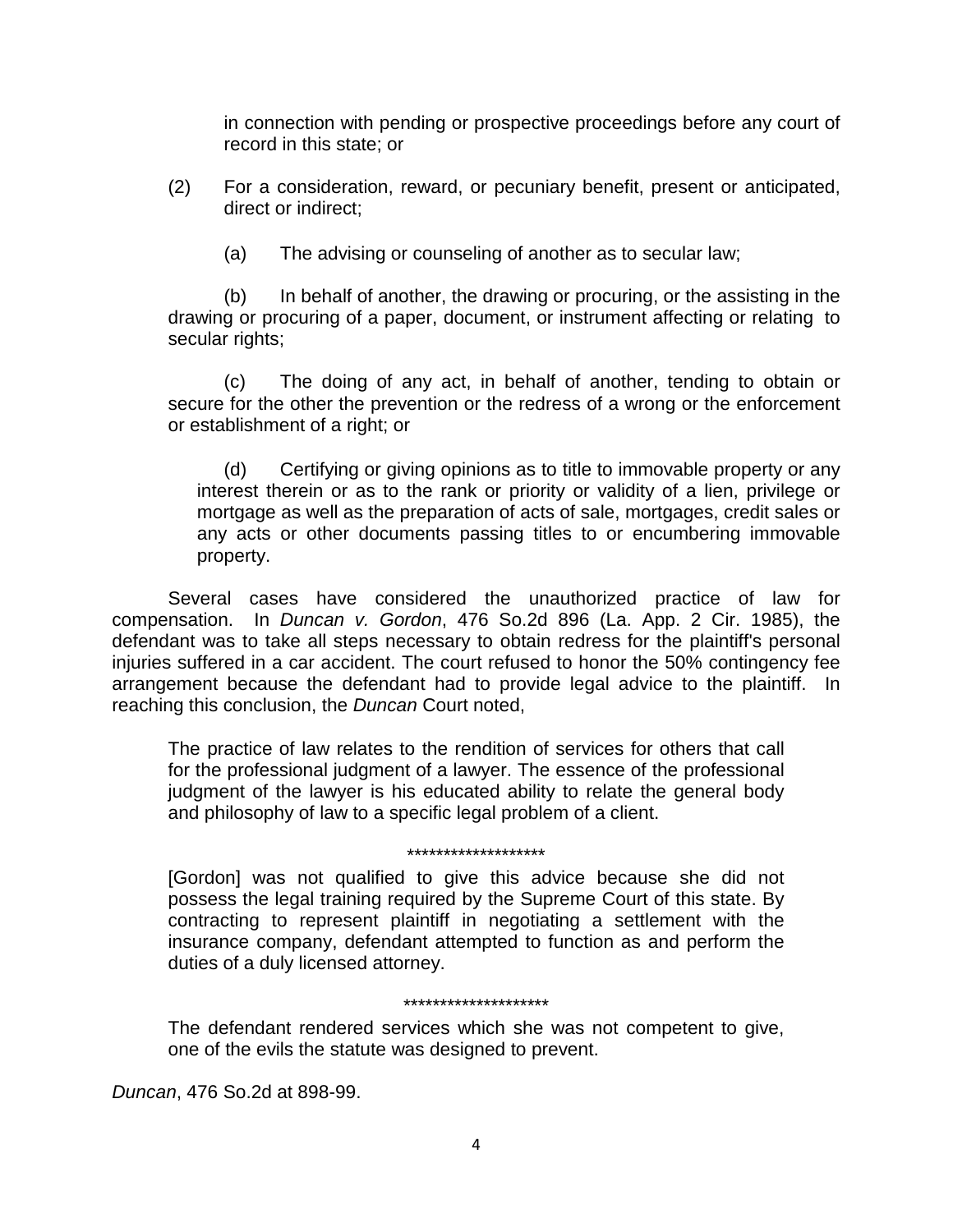in connection with pending or prospective proceedings before any court of record in this state; or

(2) For a consideration, reward, or pecuniary benefit, present or anticipated, direct or indirect;

(a) The advising or counseling of another as to secular law;

(b) In behalf of another, the drawing or procuring, or the assisting in the drawing or procuring of a paper, document, or instrument affecting or relating to secular rights;

(c) The doing of any act, in behalf of another, tending to obtain or secure for the other the prevention or the redress of a wrong or the enforcement or establishment of a right; or

(d) Certifying or giving opinions as to title to immovable property or any interest therein or as to the rank or priority or validity of a lien, privilege or mortgage as well as the preparation of acts of sale, mortgages, credit sales or any acts or other documents passing titles to or encumbering immovable property.

Several cases have considered the unauthorized practice of law for compensation. In *Duncan v. Gordon*, 476 So.2d 896 (La. App. 2 Cir. 1985), the defendant was to take all steps necessary to obtain redress for the plaintiff's personal injuries suffered in a car accident. The court refused to honor the 50% contingency fee arrangement because the defendant had to provide legal advice to the plaintiff. In reaching this conclusion, the *Duncan* Court noted,

> The practice of law relates to the rendition of services for others that call for the professional judgment of a lawyer. The essence of the professional judgment of the lawyer is his educated ability to relate the general body and philosophy of law to a specific legal problem of a client.
>
> *******************
>
> [Gordon] was not qualified to give this advice because she did not possess the legal training required by the Supreme Court of this state. By contracting to represent plaintiff in negotiating a settlement with the insurance company, defendant attempted to function as and perform the duties of a duly licensed attorney.
>
> ********************
>
> The defendant rendered services which she was not competent to give, one of the evils the statute was designed to prevent.

*Duncan*, 476 So.2d at 898-99.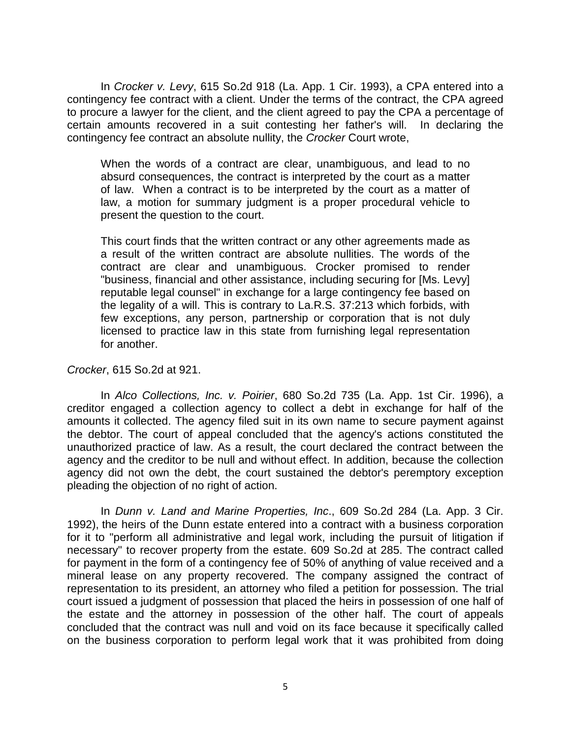In *Crocker v. Levy*, 615 So.2d 918 (La. App. 1 Cir. 1993), a CPA entered into a contingency fee contract with a client. Under the terms of the contract, the CPA agreed to procure a lawyer for the client, and the client agreed to pay the CPA a percentage of certain amounts recovered in a suit contesting her father's will. In declaring the contingency fee contract an absolute nullity, the *Crocker* Court wrote,

> When the words of a contract are clear, unambiguous, and lead to no absurd consequences, the contract is interpreted by the court as a matter of law. When a contract is to be interpreted by the court as a matter of law, a motion for summary judgment is a proper procedural vehicle to present the question to the court.
>
> This court finds that the written contract or any other agreements made as a result of the written contract are absolute nullities. The words of the contract are clear and unambiguous. Crocker promised to render "business, financial and other assistance, including securing for [Ms. Levy] reputable legal counsel" in exchange for a large contingency fee based on the legality of a will. This is contrary to La.R.S. 37:213 which forbids, with few exceptions, any person, partnership or corporation that is not duly licensed to practice law in this state from furnishing legal representation for another.

*Crocker*, 615 So.2d at 921.

In *Alco Collections, Inc. v. Poirier*, 680 So.2d 735 (La. App. 1st Cir. 1996), a creditor engaged a collection agency to collect a debt in exchange for half of the amounts it collected. The agency filed suit in its own name to secure payment against the debtor. The court of appeal concluded that the agency's actions constituted the unauthorized practice of law. As a result, the court declared the contract between the agency and the creditor to be null and without effect. In addition, because the collection agency did not own the debt, the court sustained the debtor's peremptory exception pleading the objection of no right of action.

In *Dunn v. Land and Marine Properties, Inc*., 609 So.2d 284 (La. App. 3 Cir. 1992), the heirs of the Dunn estate entered into a contract with a business corporation for it to "perform all administrative and legal work, including the pursuit of litigation if necessary" to recover property from the estate. 609 So.2d at 285. The contract called for payment in the form of a contingency fee of 50% of anything of value received and a mineral lease on any property recovered. The company assigned the contract of representation to its president, an attorney who filed a petition for possession. The trial court issued a judgment of possession that placed the heirs in possession of one half of the estate and the attorney in possession of the other half. The court of appeals concluded that the contract was null and void on its face because it specifically called on the business corporation to perform legal work that it was prohibited from doing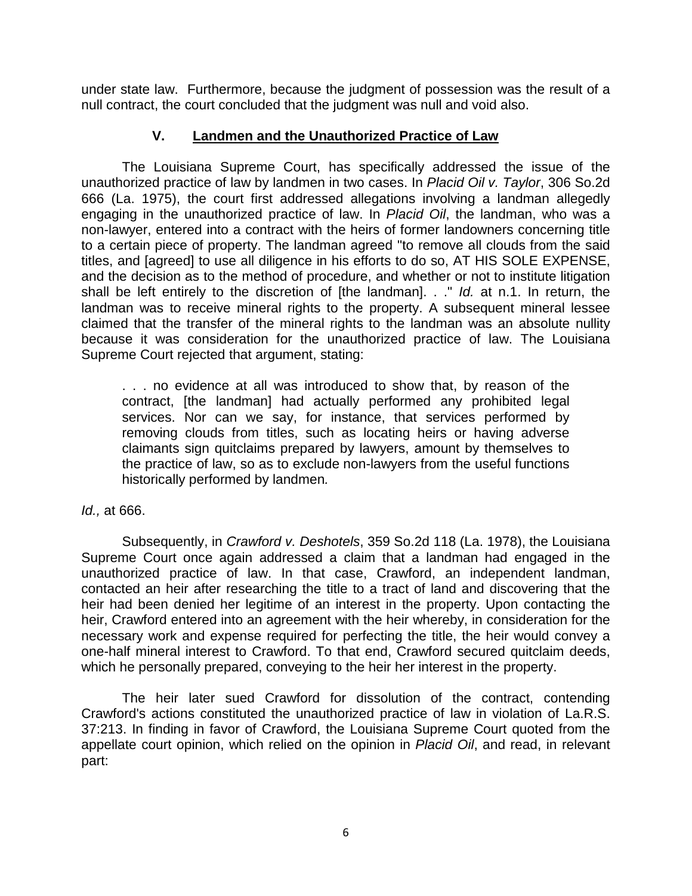under state law. Furthermore, because the judgment of possession was the result of a null contract, the court concluded that the judgment was null and void also.

## V. Landmen and the Unauthorized Practice of Law

The Louisiana Supreme Court, has specifically addressed the issue of the unauthorized practice of law by landmen in two cases. In *Placid Oil v. Taylor*, 306 So.2d 666 (La. 1975), the court first addressed allegations involving a landman allegedly engaging in the unauthorized practice of law. In *Placid Oil*, the landman, who was a non-lawyer, entered into a contract with the heirs of former landowners concerning title to a certain piece of property. The landman agreed "to remove all clouds from the said titles, and [agreed] to use all diligence in his efforts to do so, AT HIS SOLE EXPENSE, and the decision as to the method of procedure, and whether or not to institute litigation shall be left entirely to the discretion of [the landman]. . ." *Id.* at n.1. In return, the landman was to receive mineral rights to the property. A subsequent mineral lessee claimed that the transfer of the mineral rights to the landman was an absolute nullity because it was consideration for the unauthorized practice of law. The Louisiana Supreme Court rejected that argument, stating:

> . . . no evidence at all was introduced to show that, by reason of the contract, [the landman] had actually performed any prohibited legal services. Nor can we say, for instance, that services performed by removing clouds from titles, such as locating heirs or having adverse claimants sign quitclaims prepared by lawyers, amount by themselves to the practice of law, so as to exclude non-lawyers from the useful functions historically performed by landmen*.*

*Id.,* at 666.

Subsequently, in *Crawford v. Deshotels*, 359 So.2d 118 (La. 1978), the Louisiana Supreme Court once again addressed a claim that a landman had engaged in the unauthorized practice of law. In that case, Crawford, an independent landman, contacted an heir after researching the title to a tract of land and discovering that the heir had been denied her legitime of an interest in the property. Upon contacting the heir, Crawford entered into an agreement with the heir whereby, in consideration for the necessary work and expense required for perfecting the title, the heir would convey a one-half mineral interest to Crawford. To that end, Crawford secured quitclaim deeds, which he personally prepared, conveying to the heir her interest in the property.

The heir later sued Crawford for dissolution of the contract, contending Crawford's actions constituted the unauthorized practice of law in violation of La.R.S. 37:213. In finding in favor of Crawford, the Louisiana Supreme Court quoted from the appellate court opinion, which relied on the opinion in *Placid Oil*, and read, in relevant part: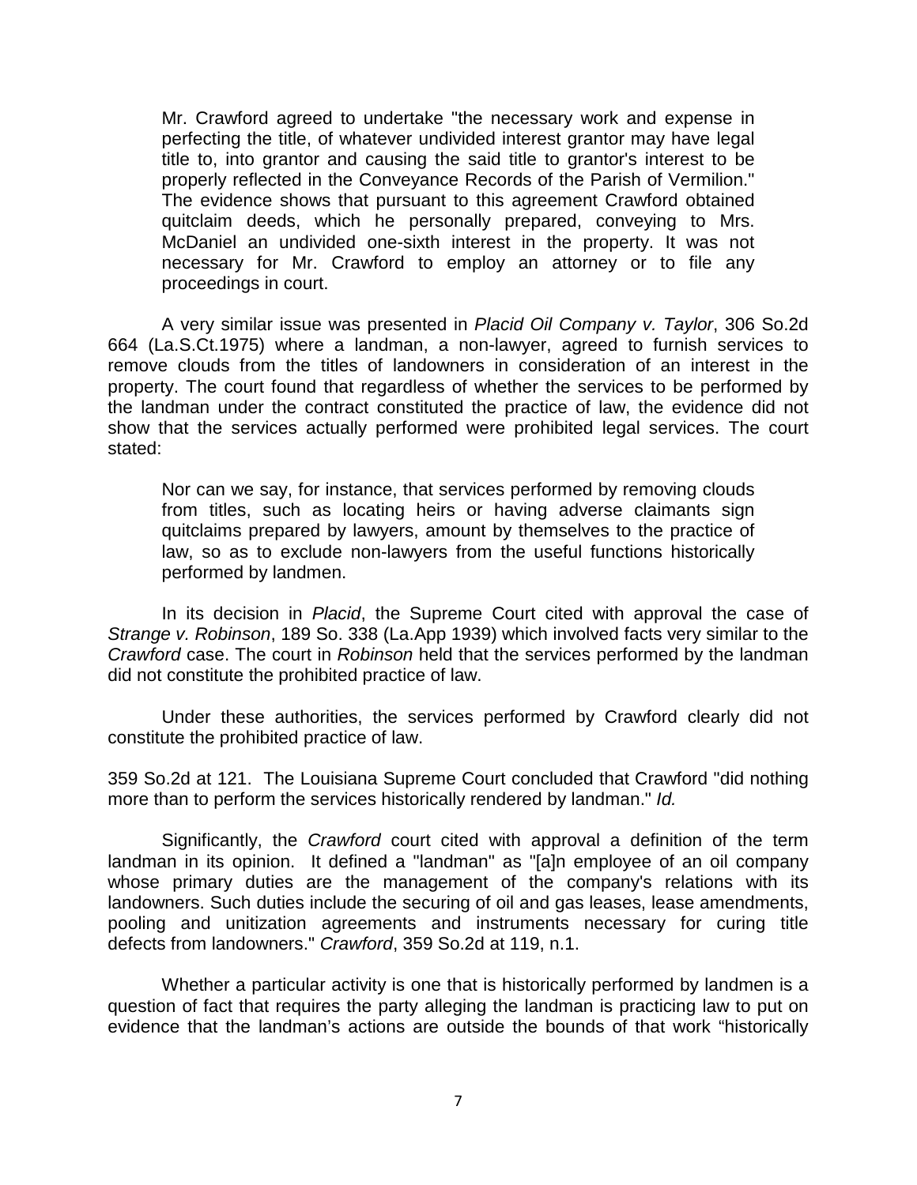> Mr. Crawford agreed to undertake "the necessary work and expense in perfecting the title, of whatever undivided interest grantor may have legal title to, into grantor and causing the said title to grantor's interest to be properly reflected in the Conveyance Records of the Parish of Vermilion." The evidence shows that pursuant to this agreement Crawford obtained quitclaim deeds, which he personally prepared, conveying to Mrs. McDaniel an undivided one-sixth interest in the property. It was not necessary for Mr. Crawford to employ an attorney or to file any proceedings in court.
>
> A very similar issue was presented in *Placid Oil Company v. Taylor*, 306 So.2d 664 (La.S.Ct.1975) where a landman, a non-lawyer, agreed to furnish services to remove clouds from the titles of landowners in consideration of an interest in the property. The court found that regardless of whether the services to be performed by the landman under the contract constituted the practice of law, the evidence did not show that the services actually performed were prohibited legal services. The court stated:
>
> > Nor can we say, for instance, that services performed by removing clouds from titles, such as locating heirs or having adverse claimants sign quitclaims prepared by lawyers, amount by themselves to the practice of law, so as to exclude non-lawyers from the useful functions historically performed by landmen.
>
> In its decision in *Placid*, the Supreme Court cited with approval the case of *Strange v. Robinson*, 189 So. 338 (La.App 1939) which involved facts very similar to the *Crawford* case. The court in *Robinson* held that the services performed by the landman did not constitute the prohibited practice of law.
>
> Under these authorities, the services performed by Crawford clearly did not constitute the prohibited practice of law.

359 So.2d at 121. The Louisiana Supreme Court concluded that Crawford "did nothing more than to perform the services historically rendered by landman." *Id.*

Significantly, the *Crawford* court cited with approval a definition of the term landman in its opinion. It defined a "landman" as "[a]n employee of an oil company whose primary duties are the management of the company's relations with its landowners. Such duties include the securing of oil and gas leases, lease amendments, pooling and unitization agreements and instruments necessary for curing title defects from landowners." *Crawford*, 359 So.2d at 119, n.1.

Whether a particular activity is one that is historically performed by landmen is a question of fact that requires the party alleging the landman is practicing law to put on evidence that the landman's actions are outside the bounds of that work "historically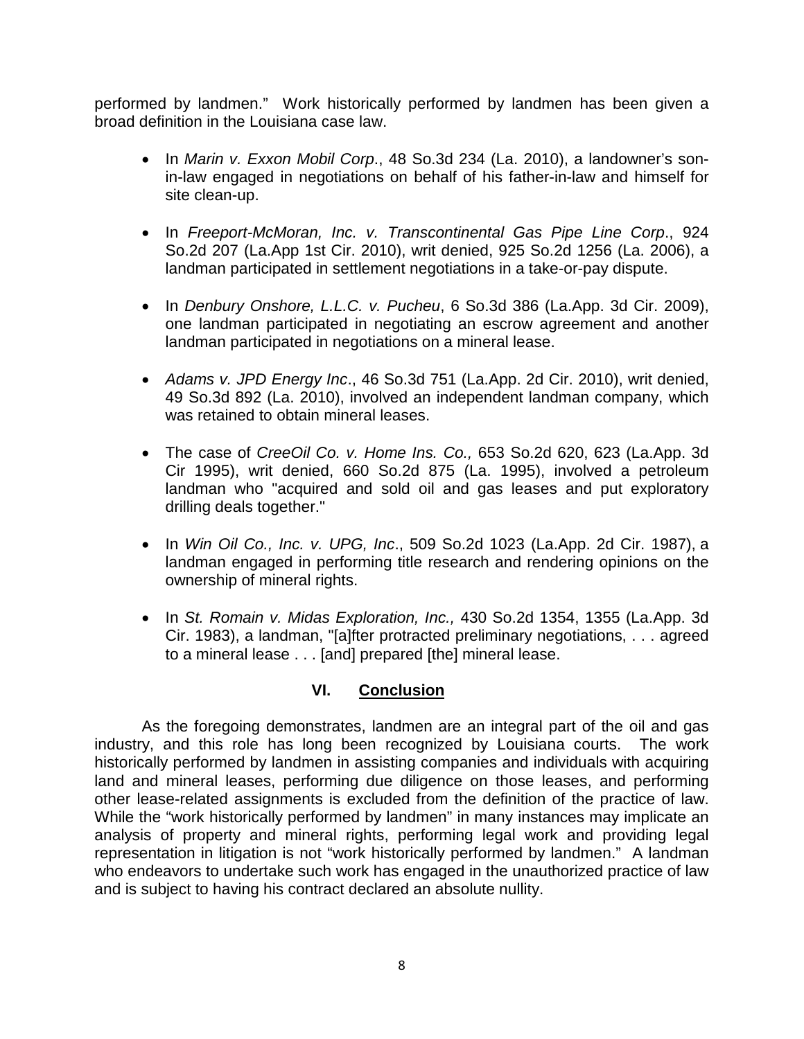performed by landmen." Work historically performed by landmen has been given a broad definition in the Louisiana case law.

- In *Marin v. Exxon Mobil Corp*., 48 So.3d 234 (La. 2010), a landowner's son-in-law engaged in negotiations on behalf of his father-in-law and himself for site clean-up.
- In *Freeport-McMoran, Inc. v. Transcontinental Gas Pipe Line Corp*., 924 So.2d 207 (La.App 1st Cir. 2010), writ denied, 925 So.2d 1256 (La. 2006), a landman participated in settlement negotiations in a take-or-pay dispute.
- In *Denbury Onshore, L.L.C. v. Pucheu*, 6 So.3d 386 (La.App. 3d Cir. 2009), one landman participated in negotiating an escrow agreement and another landman participated in negotiations on a mineral lease.
- *Adams v. JPD Energy Inc*., 46 So.3d 751 (La.App. 2d Cir. 2010), writ denied, 49 So.3d 892 (La. 2010), involved an independent landman company, which was retained to obtain mineral leases.
- The case of *CreeOil Co. v. Home Ins. Co.,* 653 So.2d 620, 623 (La.App. 3d Cir 1995), writ denied, 660 So.2d 875 (La. 1995), involved a petroleum landman who "acquired and sold oil and gas leases and put exploratory drilling deals together."
- In *Win Oil Co., Inc. v. UPG, Inc*., 509 So.2d 1023 (La.App. 2d Cir. 1987), a landman engaged in performing title research and rendering opinions on the ownership of mineral rights.
- In *St. Romain v. Midas Exploration, Inc.,* 430 So.2d 1354, 1355 (La.App. 3d Cir. 1983), a landman, "[a]fter protracted preliminary negotiations, . . . agreed to a mineral lease . . . [and] prepared [the] mineral lease.

## VI. Conclusion

As the foregoing demonstrates, landmen are an integral part of the oil and gas industry, and this role has long been recognized by Louisiana courts. The work historically performed by landmen in assisting companies and individuals with acquiring land and mineral leases, performing due diligence on those leases, and performing other lease-related assignments is excluded from the definition of the practice of law. While the "work historically performed by landmen" in many instances may implicate an analysis of property and mineral rights, performing legal work and providing legal representation in litigation is not "work historically performed by landmen." A landman who endeavors to undertake such work has engaged in the unauthorized practice of law and is subject to having his contract declared an absolute nullity.